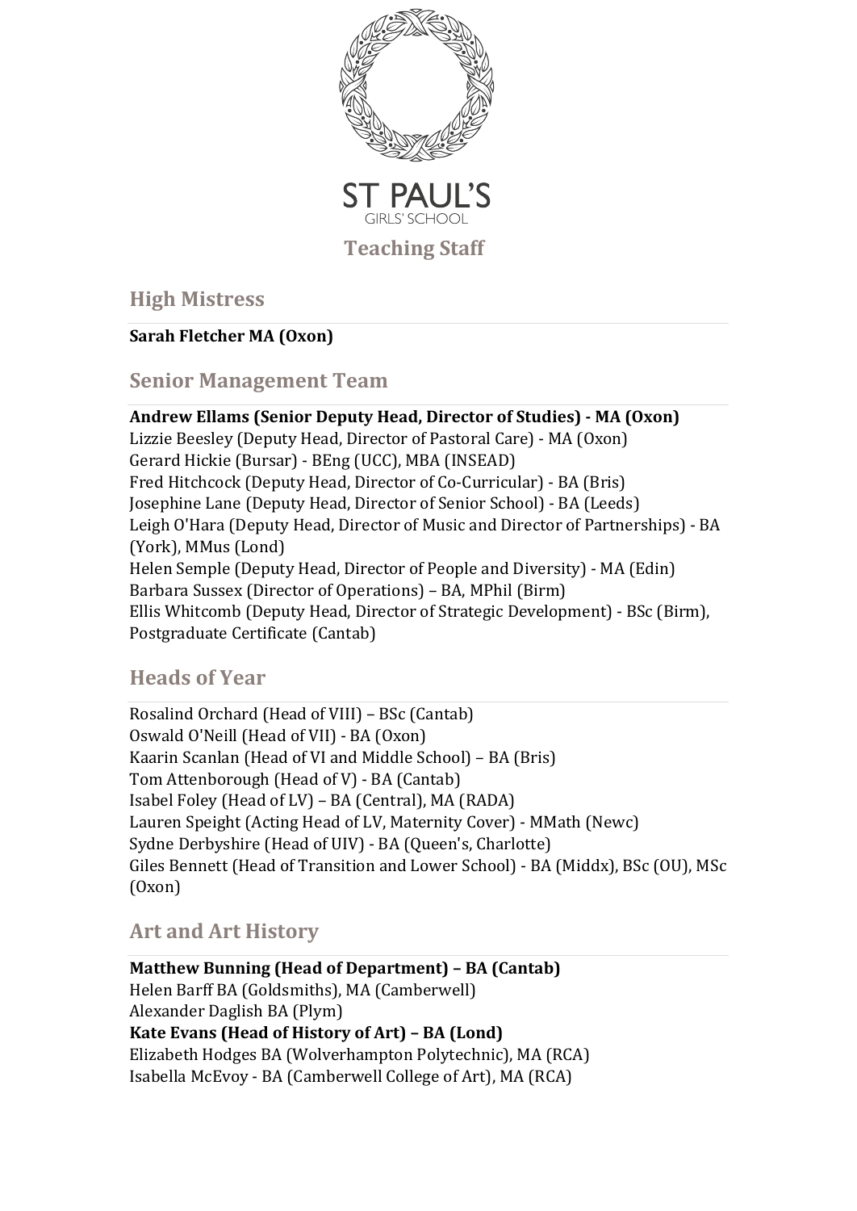ST PAUL'S

GIRLS' SCHOOL

# Teaching Staff

## High Mistress

**Sarah Fletcher MA (Oxon)**

## Senior Management Team

**Andrew Ellams (Senior Deputy Head, Director of Studies) - MA (Oxon)**
Lizzie Beesley (Deputy Head, Director of Pastoral Care) - MA (Oxon)
Gerard Hickie (Bursar) - BEng (UCC), MBA (INSEAD)
Fred Hitchcock (Deputy Head, Director of Co-Curricular) - BA (Bris)
Josephine Lane (Deputy Head, Director of Senior School) - BA (Leeds)
Leigh O'Hara (Deputy Head, Director of Music and Director of Partnerships) - BA (York), MMus (Lond)
Helen Semple (Deputy Head, Director of People and Diversity) - MA (Edin)
Barbara Sussex (Director of Operations) – BA, MPhil (Birm)
Ellis Whitcomb (Deputy Head, Director of Strategic Development) - BSc (Birm), Postgraduate Certificate (Cantab)

## Heads of Year

Rosalind Orchard (Head of VIII) – BSc (Cantab)
Oswald O'Neill (Head of VII) - BA (Oxon)
Kaarin Scanlan (Head of VI and Middle School) – BA (Bris)
Tom Attenborough (Head of V) - BA (Cantab)
Isabel Foley (Head of LV) – BA (Central), MA (RADA)
Lauren Speight (Acting Head of LV, Maternity Cover) - MMath (Newc)
Sydne Derbyshire (Head of UIV) - BA (Queen's, Charlotte)
Giles Bennett (Head of Transition and Lower School) - BA (Middx), BSc (OU), MSc (Oxon)

## Art and Art History

**Matthew Bunning (Head of Department) – BA (Cantab)**
Helen Barff BA (Goldsmiths), MA (Camberwell)
Alexander Daglish BA (Plym)
**Kate Evans (Head of History of Art) – BA (Lond)**
Elizabeth Hodges BA (Wolverhampton Polytechnic), MA (RCA)
Isabella McEvoy - BA (Camberwell College of Art), MA (RCA)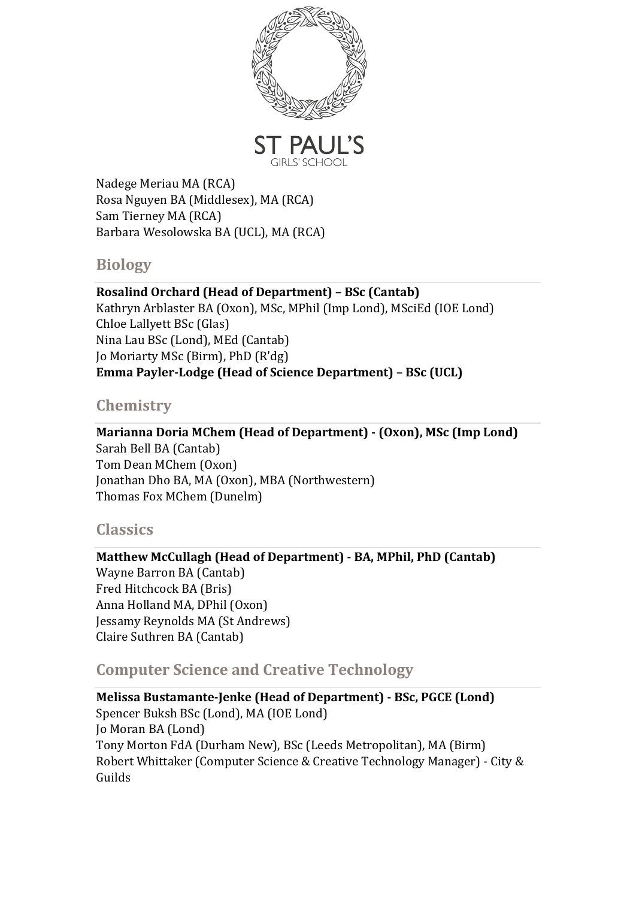Nadege Meriau MA (RCA)
Rosa Nguyen BA (Middlesex), MA (RCA)
Sam Tierney MA (RCA)
Barbara Wesolowska BA (UCL), MA (RCA)

## Biology

**Rosalind Orchard (Head of Department) – BSc (Cantab)**
Kathryn Arblaster BA (Oxon), MSc, MPhil (Imp Lond), MSciEd (IOE Lond)
Chloe Lallyett BSc (Glas)
Nina Lau BSc (Lond), MEd (Cantab)
Jo Moriarty MSc (Birm), PhD (R'dg)
**Emma Payler-Lodge (Head of Science Department) – BSc (UCL)**

## Chemistry

**Marianna Doria MChem (Head of Department) - (Oxon), MSc (Imp Lond)**
Sarah Bell BA (Cantab)
Tom Dean MChem (Oxon)
Jonathan Dho BA, MA (Oxon), MBA (Northwestern)
Thomas Fox MChem (Dunelm)

## Classics

**Matthew McCullagh (Head of Department) - BA, MPhil, PhD (Cantab)**
Wayne Barron BA (Cantab)
Fred Hitchcock BA (Bris)
Anna Holland MA, DPhil (Oxon)
Jessamy Reynolds MA (St Andrews)
Claire Suthren BA (Cantab)

## Computer Science and Creative Technology

**Melissa Bustamante-Jenke (Head of Department) - BSc, PGCE (Lond)**
Spencer Buksh BSc (Lond), MA (IOE Lond)
Jo Moran BA (Lond)
Tony Morton FdA (Durham New), BSc (Leeds Metropolitan), MA (Birm)
Robert Whittaker (Computer Science & Creative Technology Manager) - City & Guilds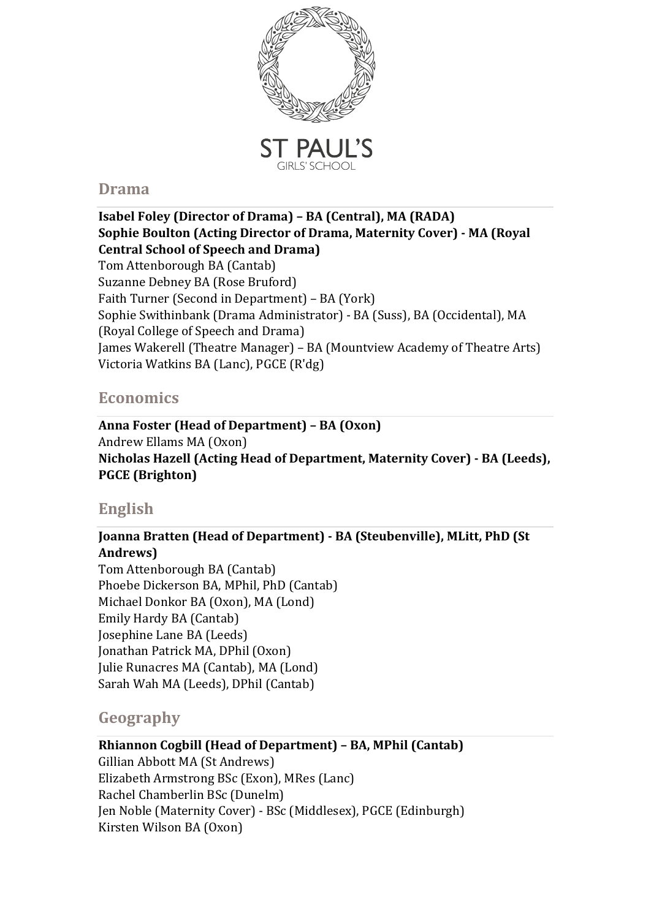## Drama

**Isabel Foley (Director of Drama) – BA (Central), MA (RADA)**
**Sophie Boulton (Acting Director of Drama, Maternity Cover) - MA (Royal Central School of Speech and Drama)**
Tom Attenborough BA (Cantab)
Suzanne Debney BA (Rose Bruford)
Faith Turner (Second in Department) – BA (York)
Sophie Swithinbank (Drama Administrator) - BA (Suss), BA (Occidental), MA (Royal College of Speech and Drama)
James Wakerell (Theatre Manager) – BA (Mountview Academy of Theatre Arts)
Victoria Watkins BA (Lanc), PGCE (R'dg)

## Economics

**Anna Foster (Head of Department) – BA (Oxon)**
Andrew Ellams MA (Oxon)
**Nicholas Hazell (Acting Head of Department, Maternity Cover) - BA (Leeds), PGCE (Brighton)**

## English

**Joanna Bratten (Head of Department) - BA (Steubenville), MLitt, PhD (St Andrews)**
Tom Attenborough BA (Cantab)
Phoebe Dickerson BA, MPhil, PhD (Cantab)
Michael Donkor BA (Oxon), MA (Lond)
Emily Hardy BA (Cantab)
Josephine Lane BA (Leeds)
Jonathan Patrick MA, DPhil (Oxon)
Julie Runacres MA (Cantab), MA (Lond)
Sarah Wah MA (Leeds), DPhil (Cantab)

## Geography

**Rhiannon Cogbill (Head of Department) – BA, MPhil (Cantab)**
Gillian Abbott MA (St Andrews)
Elizabeth Armstrong BSc (Exon), MRes (Lanc)
Rachel Chamberlin BSc (Dunelm)
Jen Noble (Maternity Cover) - BSc (Middlesex), PGCE (Edinburgh)
Kirsten Wilson BA (Oxon)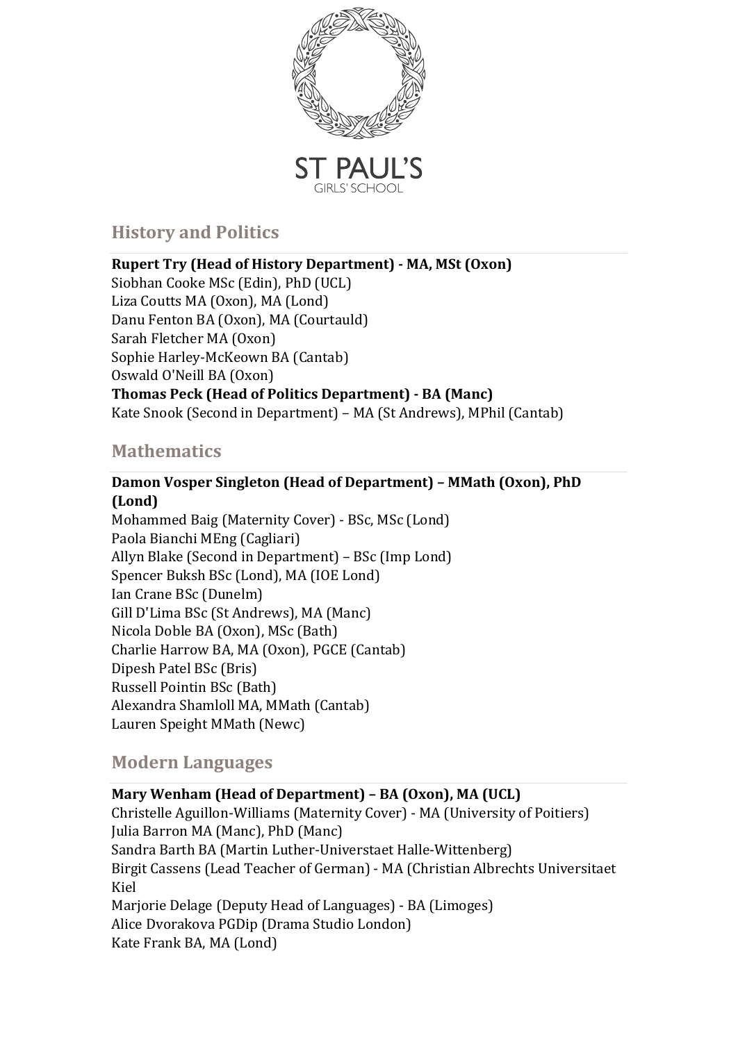ST PAUL'S
GIRLS' SCHOOL

## History and Politics

**Rupert Try (Head of History Department) - MA, MSt (Oxon)**
Siobhan Cooke MSc (Edin), PhD (UCL)
Liza Coutts MA (Oxon), MA (Lond)
Danu Fenton BA (Oxon), MA (Courtauld)
Sarah Fletcher MA (Oxon)
Sophie Harley-McKeown BA (Cantab)
Oswald O'Neill BA (Oxon)
**Thomas Peck (Head of Politics Department) - BA (Manc)**
Kate Snook (Second in Department) – MA (St Andrews), MPhil (Cantab)

## Mathematics

**Damon Vosper Singleton (Head of Department) – MMath (Oxon), PhD (Lond)**
Mohammed Baig (Maternity Cover) - BSc, MSc (Lond)
Paola Bianchi MEng (Cagliari)
Allyn Blake (Second in Department) – BSc (Imp Lond)
Spencer Buksh BSc (Lond), MA (IOE Lond)
Ian Crane BSc (Dunelm)
Gill D'Lima BSc (St Andrews), MA (Manc)
Nicola Doble BA (Oxon), MSc (Bath)
Charlie Harrow BA, MA (Oxon), PGCE (Cantab)
Dipesh Patel BSc (Bris)
Russell Pointin BSc (Bath)
Alexandra Shamloll MA, MMath (Cantab)
Lauren Speight MMath (Newc)

## Modern Languages

**Mary Wenham (Head of Department) – BA (Oxon), MA (UCL)**
Christelle Aguillon-Williams (Maternity Cover) - MA (University of Poitiers)
Julia Barron MA (Manc), PhD (Manc)
Sandra Barth BA (Martin Luther-Universtaet Halle-Wittenberg)
Birgit Cassens (Lead Teacher of German) - MA (Christian Albrechts Universitaet Kiel
Marjorie Delage (Deputy Head of Languages) - BA (Limoges)
Alice Dvorakova PGDip (Drama Studio London)
Kate Frank BA, MA (Lond)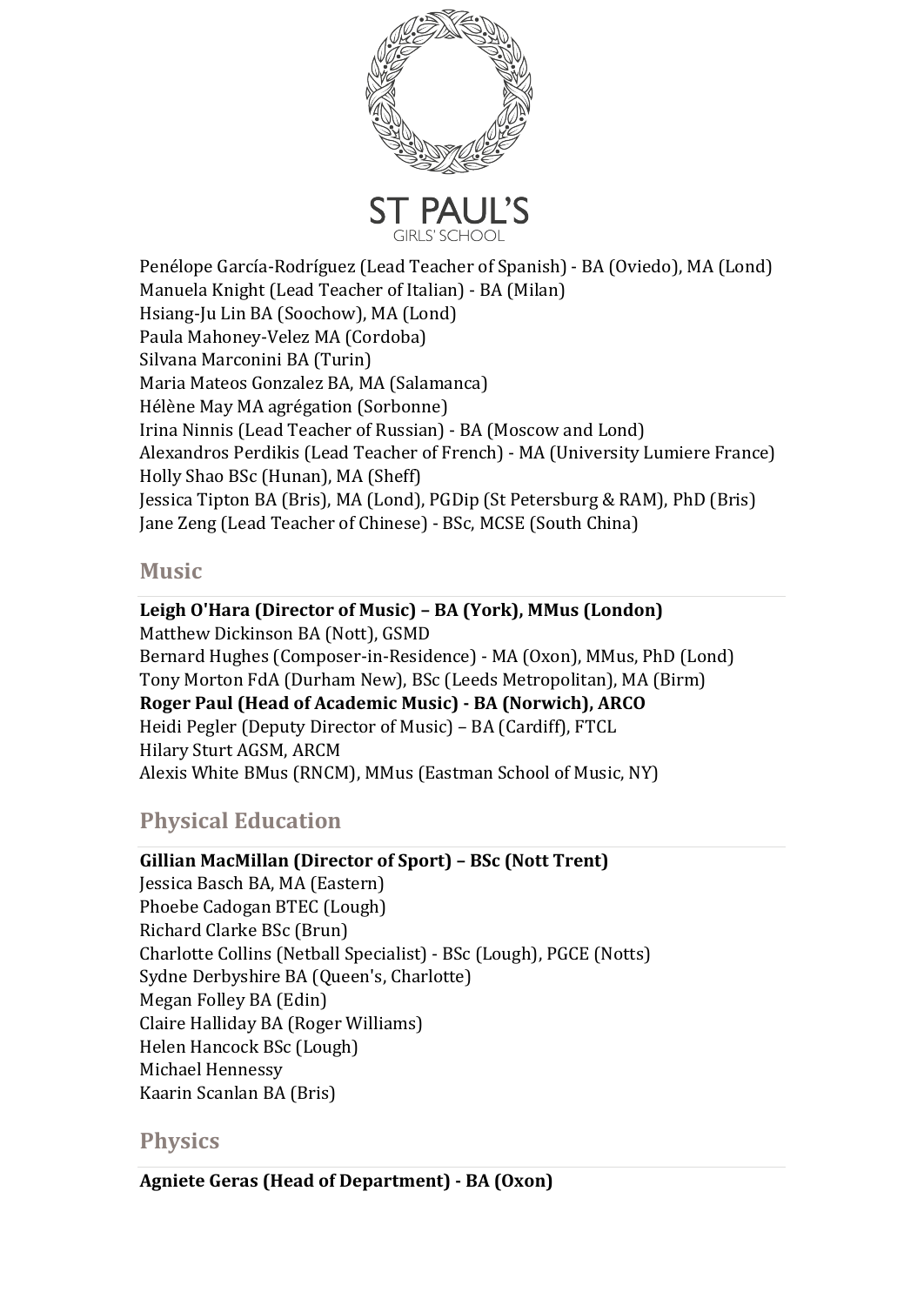Penélope García-Rodríguez (Lead Teacher of Spanish) - BA (Oviedo), MA (Lond)
Manuela Knight (Lead Teacher of Italian) - BA (Milan)
Hsiang-Ju Lin BA (Soochow), MA (Lond)
Paula Mahoney-Velez MA (Cordoba)
Silvana Marconini BA (Turin)
Maria Mateos Gonzalez BA, MA (Salamanca)
Hélène May MA agrégation (Sorbonne)
Irina Ninnis (Lead Teacher of Russian) - BA (Moscow and Lond)
Alexandros Perdikis (Lead Teacher of French) - MA (University Lumiere France)
Holly Shao BSc (Hunan), MA (Sheff)
Jessica Tipton BA (Bris), MA (Lond), PGDip (St Petersburg & RAM), PhD (Bris)
Jane Zeng (Lead Teacher of Chinese) - BSc, MCSE (South China)

## Music

**Leigh O'Hara (Director of Music) – BA (York), MMus (London)**
Matthew Dickinson BA (Nott), GSMD
Bernard Hughes (Composer-in-Residence) - MA (Oxon), MMus, PhD (Lond)
Tony Morton FdA (Durham New), BSc (Leeds Metropolitan), MA (Birm)
**Roger Paul (Head of Academic Music) - BA (Norwich), ARCO**
Heidi Pegler (Deputy Director of Music) – BA (Cardiff), FTCL
Hilary Sturt AGSM, ARCM
Alexis White BMus (RNCM), MMus (Eastman School of Music, NY)

## Physical Education

**Gillian MacMillan (Director of Sport) – BSc (Nott Trent)**
Jessica Basch BA, MA (Eastern)
Phoebe Cadogan BTEC (Lough)
Richard Clarke BSc (Brun)
Charlotte Collins (Netball Specialist) - BSc (Lough), PGCE (Notts)
Sydne Derbyshire BA (Queen's, Charlotte)
Megan Folley BA (Edin)
Claire Halliday BA (Roger Williams)
Helen Hancock BSc (Lough)
Michael Hennessy
Kaarin Scanlan BA (Bris)

## Physics

**Agniete Geras (Head of Department) - BA (Oxon)**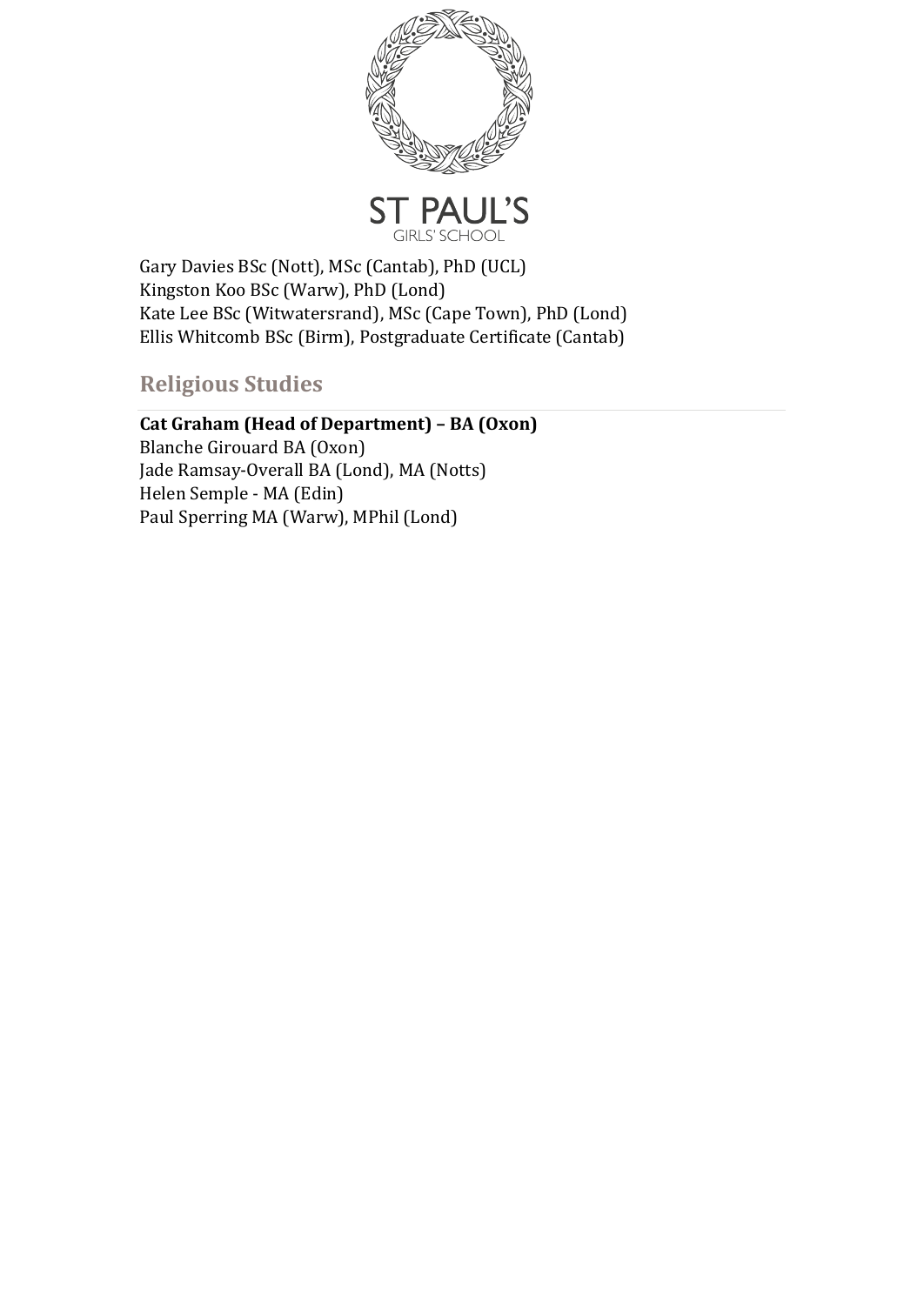Gary Davies BSc (Nott), MSc (Cantab), PhD (UCL)
Kingston Koo BSc (Warw), PhD (Lond)
Kate Lee BSc (Witwatersrand), MSc (Cape Town), PhD (Lond)
Ellis Whitcomb BSc (Birm), Postgraduate Certificate (Cantab)

## Religious Studies

**Cat Graham (Head of Department) – BA (Oxon)**
Blanche Girouard BA (Oxon)
Jade Ramsay-Overall BA (Lond), MA (Notts)
Helen Semple - MA (Edin)
Paul Sperring MA (Warw), MPhil (Lond)